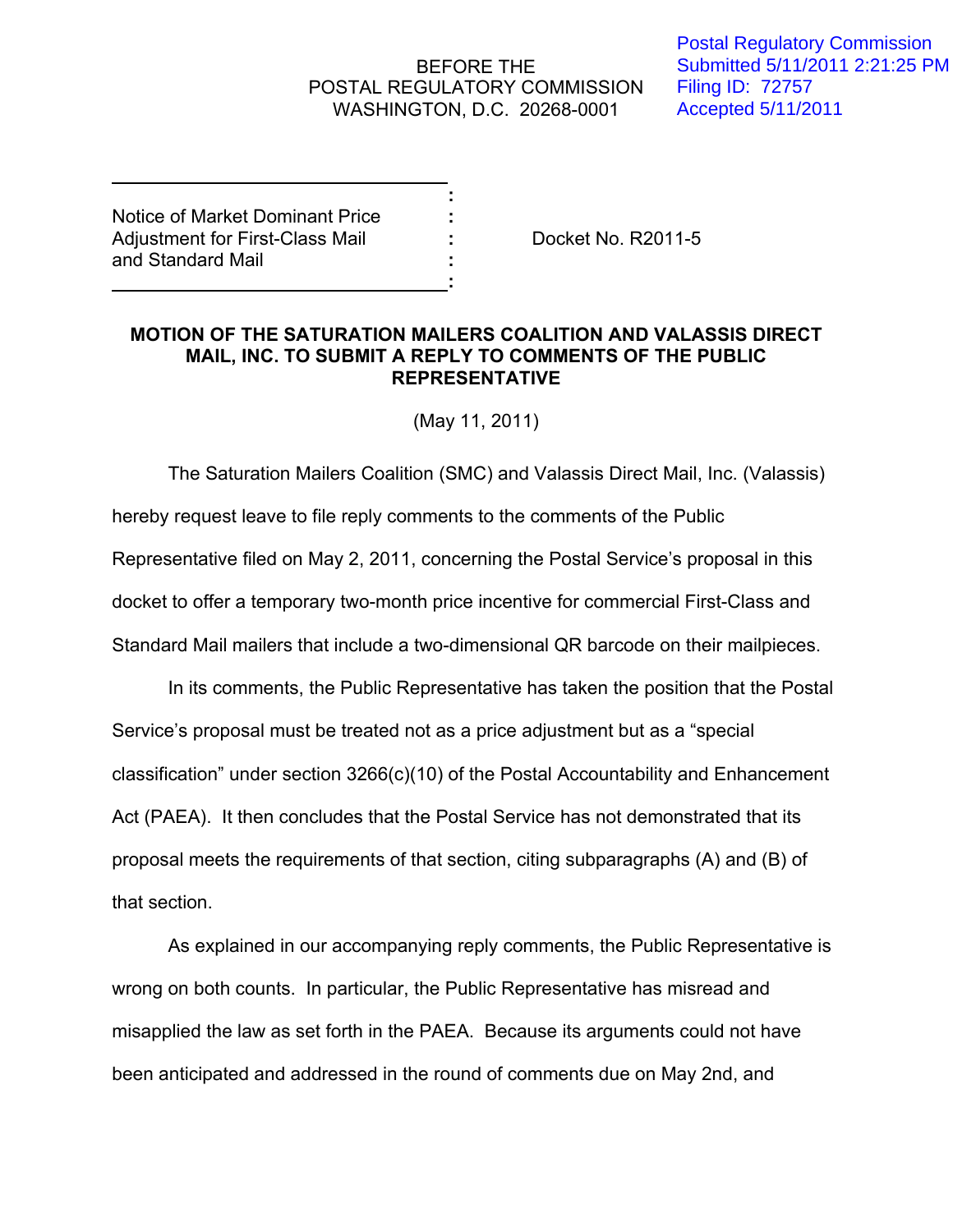BEFORE THE
POSTAL REGULATORY COMMISSION
WASHINGTON, D.C. 20268-0001

Postal Regulatory Commission
Submitted 5/11/2011 2:21:25 PM
Filing ID: 72757
Accepted 5/11/2011

Notice of Market Dominant Price Adjustment for First-Class Mail and Standard Mail

Docket No. R2011-5

**MOTION OF THE SATURATION MAILERS COALITION AND VALASSIS DIRECT MAIL, INC. TO SUBMIT A REPLY TO COMMENTS OF THE PUBLIC REPRESENTATIVE**

(May 11, 2011)

The Saturation Mailers Coalition (SMC) and Valassis Direct Mail, Inc. (Valassis) hereby request leave to file reply comments to the comments of the Public Representative filed on May 2, 2011, concerning the Postal Service's proposal in this docket to offer a temporary two-month price incentive for commercial First-Class and Standard Mail mailers that include a two-dimensional QR barcode on their mailpieces.

In its comments, the Public Representative has taken the position that the Postal Service's proposal must be treated not as a price adjustment but as a "special classification" under section 3266(c)(10) of the Postal Accountability and Enhancement Act (PAEA). It then concludes that the Postal Service has not demonstrated that its proposal meets the requirements of that section, citing subparagraphs (A) and (B) of that section.

As explained in our accompanying reply comments, the Public Representative is wrong on both counts. In particular, the Public Representative has misread and misapplied the law as set forth in the PAEA. Because its arguments could not have been anticipated and addressed in the round of comments due on May 2nd, and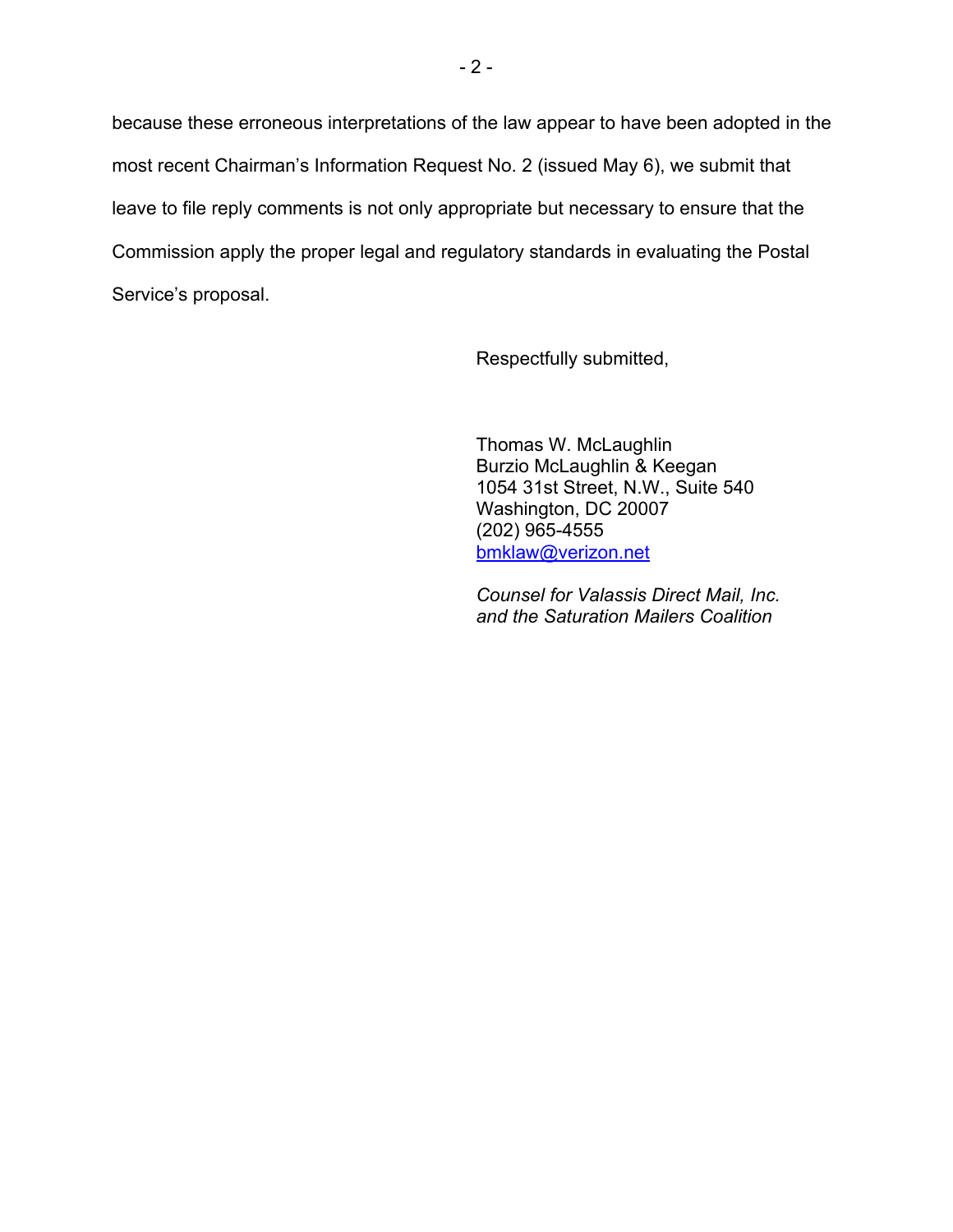because these erroneous interpretations of the law appear to have been adopted in the most recent Chairman's Information Request No. 2 (issued May 6), we submit that leave to file reply comments is not only appropriate but necessary to ensure that the Commission apply the proper legal and regulatory standards in evaluating the Postal Service's proposal.

Respectfully submitted,

Thomas W. McLaughlin
Burzio McLaughlin & Keegan
1054 31st Street, N.W., Suite 540
Washington, DC 20007
(202) 965-4555
bmklaw@verizon.net

*Counsel for Valassis Direct Mail, Inc. and the Saturation Mailers Coalition*